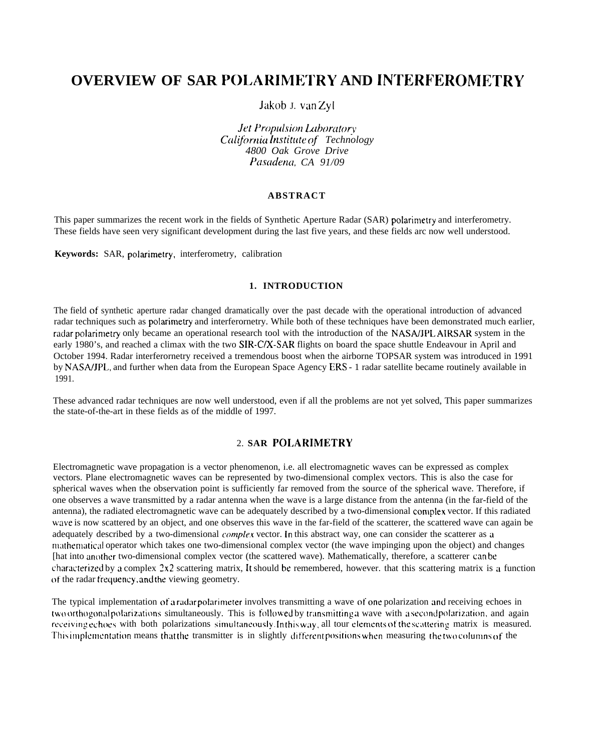# OVERVIEW OF SAR POLARIMETRY AND INTERFEROMETRY

Jakob J. van Zyl

*Jet Propulsion Laboratory*
*California Institute of Technology*
*4800 Oak Grove Drive*
*Pasadena, CA 91/09*

### ABSTRACT

This paper summarizes the recent work in the fields of Synthetic Aperture Radar (SAR) polarimetry and interferometry. These fields have seen very significant development during the last five years, and these fields arc now well understood.

**Keywords:** SAR, polarimetry, interferometry, calibration

## 1. INTRODUCTION

The field of synthetic aperture radar changed dramatically over the past decade with the operational introduction of advanced radar techniques such as polarimetry and interferornetry. While both of these techniques have been demonstrated much earlier, radar polarimetry only became an operational research tool with the introduction of the NASA/JPL AIRSAR system in the early 1980's, and reached a climax with the two SIR-C/X-SAR flights on board the space shuttle Endeavour in April and October 1994. Radar interferornetry received a tremendous boost when the airborne TOPSAR system was introduced in 1991 by NASA/JPL, and further when data from the European Space Agency ERS - 1 radar satellite became routinely available in 1991.

These advanced radar techniques are now well understood, even if all the problems are not yet solved, This paper summarizes the state-of-the-art in these fields as of the middle of 1997.

## 2. SAR POLARIMETRY

Electromagnetic wave propagation is a vector phenomenon, i.e. all electromagnetic waves can be expressed as complex vectors. Plane electromagnetic waves can be represented by two-dimensional complex vectors. This is also the case for spherical waves when the observation point is sufficiently far removed from the source of the spherical wave. Therefore, if one observes a wave transmitted by a radar antenna when the wave is a large distance from the antenna (in the far-field of the antenna), the radiated electromagnetic wave can be adequately described by a two-dimensional complex vector. If this radiated wave is now scattered by an object, and one observes this wave in the far-field of the scatterer, the scattered wave can again be adequately described by a two-dimensional *complex* vector. In this abstract way, one can consider the scatterer as a mathematical operator which takes one two-dimensional complex vector (the wave impinging upon the object) and changes [hat into another two-dimensional complex vector (the scattered wave). Mathematically, therefore, a scatterer can be characterized by a complex 2x2 scattering matrix, It should be remembered, however. that this scattering matrix is a function of the radar frequency, and the viewing geometry.

The typical implementation of a radar polarimeter involves transmitting a wave of one polarization and receiving echoes in two orthogonal polarizations simultaneously. This is followed by transmitting a wave with a second polarization, and again receiving echoes with both polarizations simultaneously. In this way, all tour elements of the scattering matrix is measured. This implementation means that the transmitter is in slightly different positions when measuring the two columns of the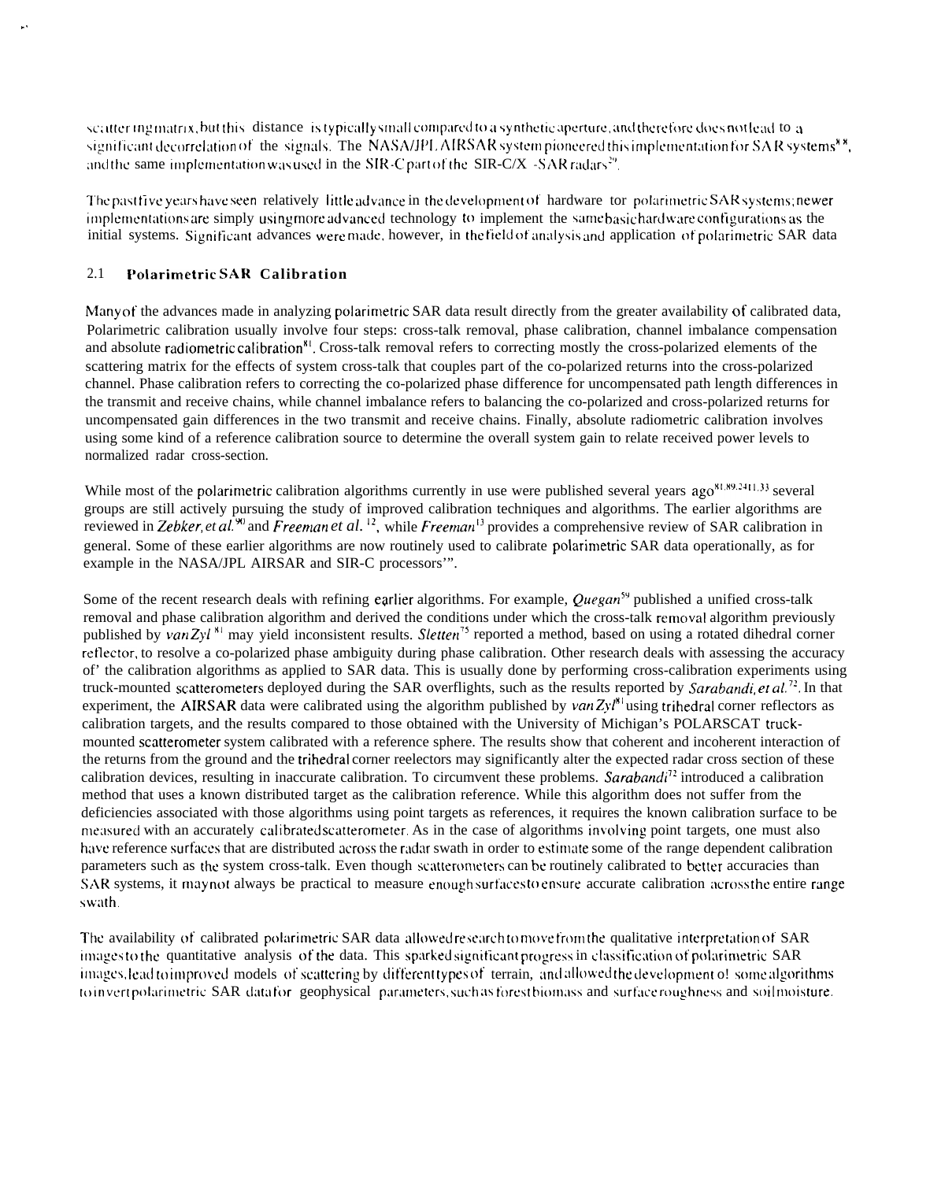scattering matrix, but this distance is typically small compared to a synthetic aperture, and therefore does not lead to a significant decorrelation of the signals. The NASA/JPL AIRSAR system pioneered this implementation for SAR systems[88], and the same implementation was used in the SIR-C part of the SIR-C/X -SAR radars[29].

The past five years have seen relatively little advance in the development of hardware tor polarimetric SAR systems; newer implementations are simply using more advanced technology to implement the same basic hardware configurations as the initial systems. Significant advances were made, however, in the field of analysis and application of polarimetric SAR data

## 2.1 Polarimetric SAR Calibration

Many of the advances made in analyzing polarimetric SAR data result directly from the greater availability of calibrated data, Polarimetric calibration usually involve four steps: cross-talk removal, phase calibration, channel imbalance compensation and absolute radiometric calibration[81]. Cross-talk removal refers to correcting mostly the cross-polarized elements of the scattering matrix for the effects of system cross-talk that couples part of the co-polarized returns into the cross-polarized channel. Phase calibration refers to correcting the co-polarized phase difference for uncompensated path length differences in the transmit and receive chains, while channel imbalance refers to balancing the co-polarized and cross-polarized returns for uncompensated gain differences in the two transmit and receive chains. Finally, absolute radiometric calibration involves using some kind of a reference calibration source to determine the overall system gain to relate received power levels to normalized radar cross-section.

While most of the polarimetric calibration algorithms currently in use were published several years ago[81,89,24,11,33] several groups are still actively pursuing the study of improved calibration techniques and algorithms. The earlier algorithms are reviewed in *Zebker, et al.*[90] and *Freeman et al.*[12], while *Freeman*[13] provides a comprehensive review of SAR calibration in general. Some of these earlier algorithms are now routinely used to calibrate polarimetric SAR data operationally, as for example in the NASA/JPL AIRSAR and SIR-C processors'".

Some of the recent research deals with refining earlier algorithms. For example, *Quegan*[59] published a unified cross-talk removal and phase calibration algorithm and derived the conditions under which the cross-talk removal algorithm previously published by *van Zyl*[81] may yield inconsistent results. *Sletten*[75] reported a method, based on using a rotated dihedral corner reflector, to resolve a co-polarized phase ambiguity during phase calibration. Other research deals with assessing the accuracy of' the calibration algorithms as applied to SAR data. This is usually done by performing cross-calibration experiments using truck-mounted scatterometers deployed during the SAR overflights, such as the results reported by *Sarabandi, et al.*[72]. In that experiment, the AIRSAR data were calibrated using the algorithm published by *van Zyl*[81] using trihedral corner reflectors as calibration targets, and the results compared to those obtained with the University of Michigan's POLARSCAT truck-mounted scatterometer system calibrated with a reference sphere. The results show that coherent and incoherent interaction of the returns from the ground and the trihedral corner reelectors may significantly alter the expected radar cross section of these calibration devices, resulting in inaccurate calibration. To circumvent these problems. *Sarabandi*[72] introduced a calibration method that uses a known distributed target as the calibration reference. While this algorithm does not suffer from the deficiencies associated with those algorithms using point targets as references, it requires the known calibration surface to be measured with an accurately calibrated scatterometer. As in the case of algorithms involving point targets, one must also have reference surfaces that are distributed across the radar swath in order to estimate some of the range dependent calibration parameters such as the system cross-talk. Even though scatterometers can be routinely calibrated to better accuracies than SAR systems, it may not always be practical to measure enough surfaces to ensure accurate calibration across the entire range swath.

The availability of calibrated polarimetric SAR data allowed research to move from the qualitative interpretation of SAR images to the quantitative analysis of the data. This sparked significant progress in classification of polarimetric SAR images, lead to improved models of scattering by different types of terrain, and allowed the development o! some algorithms to invert polarimetric SAR data for geophysical parameters, such as forest biomass and surface roughness and soil moisture.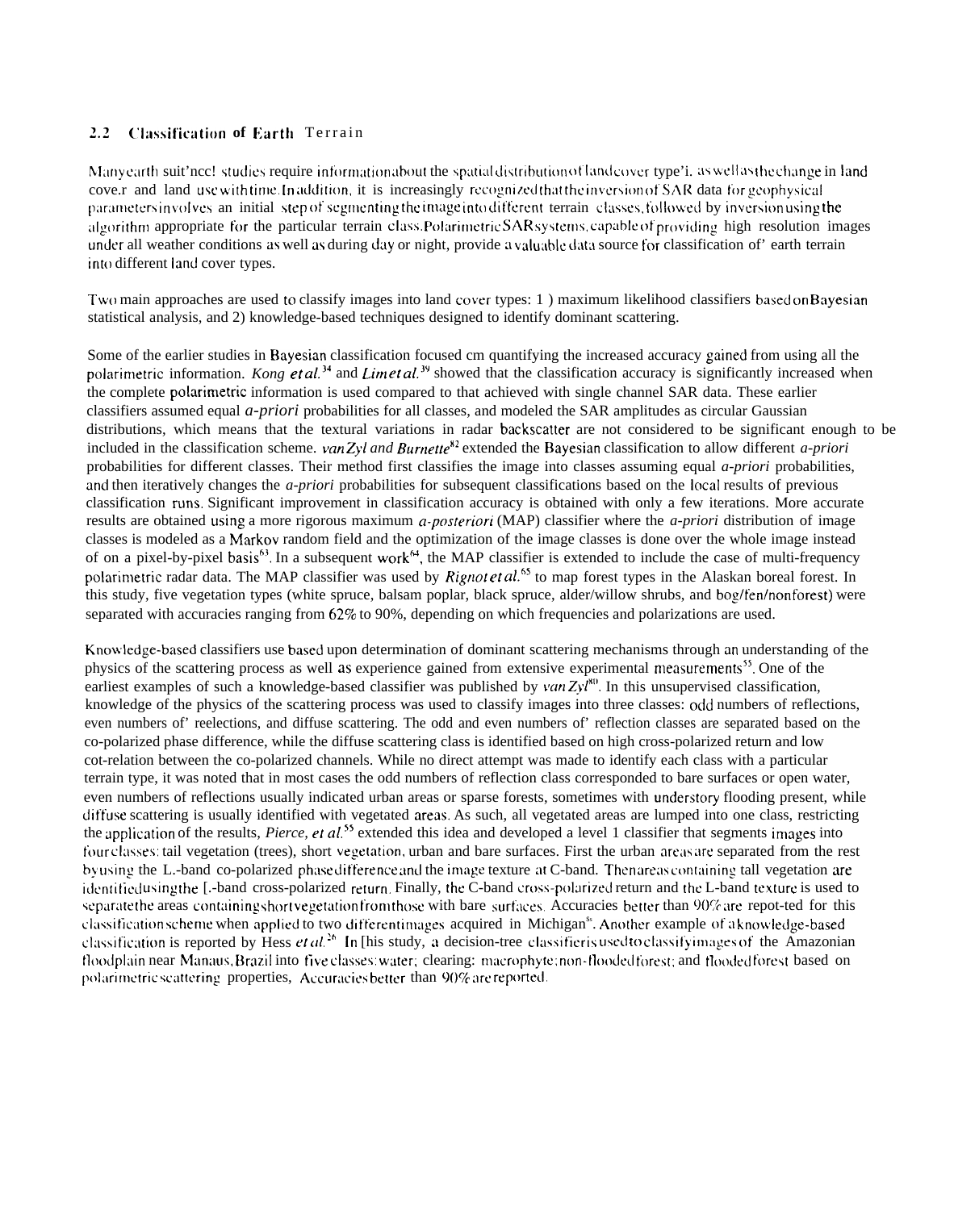## 2.2 Classification of Earth Terrain

Many earth suit'ncc! studies require information about the spatial distribution of land cover type'i. as well as the change in land cove.r and land use with time. In addition, it is increasingly recognized that the inversion of SAR data for geophysical parameters involves an initial step of segmenting the image into different terrain classes, followed by inversion using the algorithm appropriate for the particular terrain class. Polarimetric SAR systems, capable of providing high resolution images under all weather conditions as well as during day or night, provide a valuable data source for classification of' earth terrain into different land cover types.

Two main approaches are used to classify images into land cover types: 1 ) maximum likelihood classifiers based on Bayesian statistical analysis, and 2) knowledge-based techniques designed to identify dominant scattering.

Some of the earlier studies in Bayesian classification focused cm quantifying the increased accuracy gained from using all the polarimetric information. *Kong et al.*[34] and *Lim et al.*[39] showed that the classification accuracy is significantly increased when the complete polarimetric information is used compared to that achieved with single channel SAR data. These earlier classifiers assumed equal *a-priori* probabilities for all classes, and modeled the SAR amplitudes as circular Gaussian distributions, which means that the textural variations in radar backscatter are not considered to be significant enough to be included in the classification scheme. *van Zyl and Burnette*[82] extended the Bayesian classification to allow different *a-priori* probabilities for different classes. Their method first classifies the image into classes assuming equal *a-priori* probabilities, and then iteratively changes the *a-priori* probabilities for subsequent classifications based on the local results of previous classification runs. Significant improvement in classification accuracy is obtained with only a few iterations. More accurate results are obtained using a more rigorous maximum *a-posteriori* (MAP) classifier where the *a-priori* distribution of image classes is modeled as a Markov random field and the optimization of the image classes is done over the whole image instead of on a pixel-by-pixel basis[63]. In a subsequent work[64], the MAP classifier is extended to include the case of multi-frequency polarimetric radar data. The MAP classifier was used by *Rignot et al.*[65] to map forest types in the Alaskan boreal forest. In this study, five vegetation types (white spruce, balsam poplar, black spruce, alder/willow shrubs, and bog/fen/nonforest) were separated with accuracies ranging from 62% to 90%, depending on which frequencies and polarizations are used.

Knowledge-based classifiers use based upon determination of dominant scattering mechanisms through an understanding of the physics of the scattering process as well as experience gained from extensive experimental measurements[55]. One of the earliest examples of such a knowledge-based classifier was published by *van Zyl*[80]. In this unsupervised classification, knowledge of the physics of the scattering process was used to classify images into three classes: odd numbers of reflections, even numbers of' reelections, and diffuse scattering. The odd and even numbers of' reflection classes are separated based on the co-polarized phase difference, while the diffuse scattering class is identified based on high cross-polarized return and low cot-relation between the co-polarized channels. While no direct attempt was made to identify each class with a particular terrain type, it was noted that in most cases the odd numbers of reflection class corresponded to bare surfaces or open water, even numbers of reflections usually indicated urban areas or sparse forests, sometimes with understory flooding present, while diffuse scattering is usually identified with vegetated areas. As such, all vegetated areas are lumped into one class, restricting the application of the results, *Pierce, et al.*[55] extended this idea and developed a level 1 classifier that segments images into four classes: tail vegetation (trees), short vegetation, urban and bare surfaces. First the urban areas are separated from the rest by using the L.-band co-polarized phase difference and the image texture at C-band. Then areas containing tall vegetation are identified using the [.-band cross-polarized return. Finally, the C-band cross-polarized return and the L-band texture is used to separate the areas containing short vegetation from those with bare surfaces. Accuracies better than 90% are repot-ted for this classification scheme when applied to two different images acquired in Michigan[55]. Another example of a knowledge-based classification is reported by Hess *et al.*[26] In [his study, a decision-tree classifier is used to classify images of the Amazonian floodplain near Manaus, Brazil into five classes: water; clearing: macrophyte; non-flooded forest; and flooded forest based on polarimetric scattering properties, Accuracies better than 90% are reported.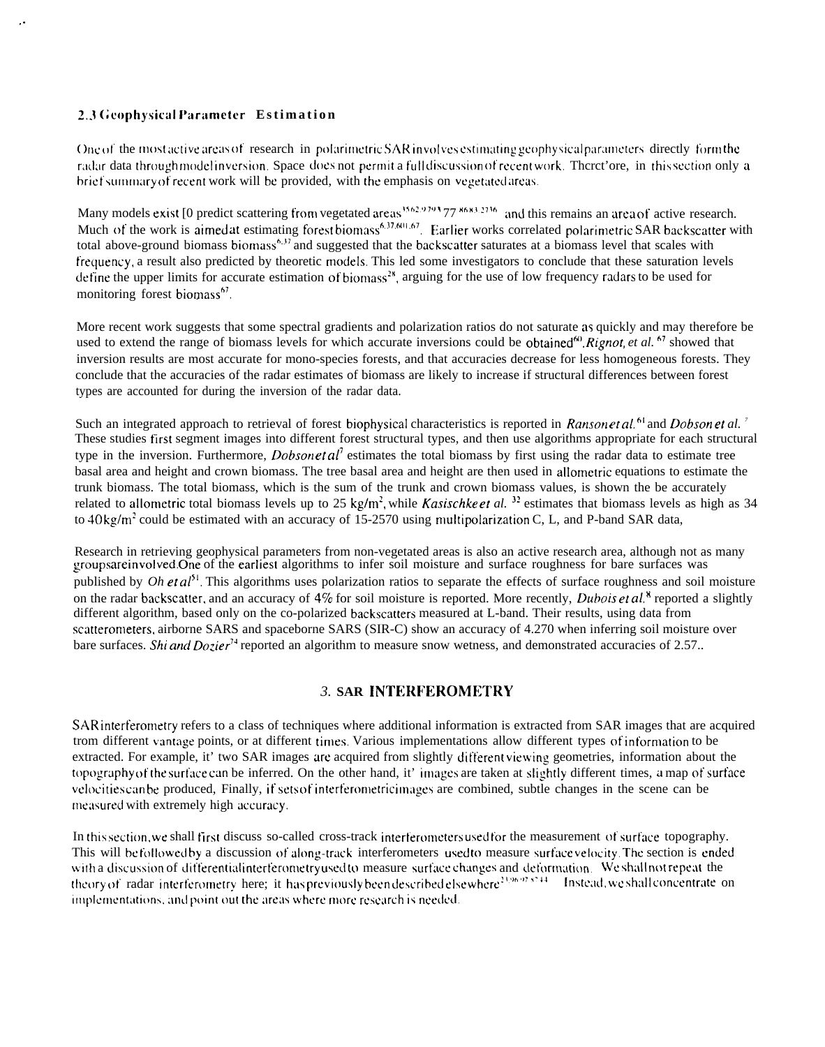## 2.3 Geophysical Parameter Estimation

One of the most active areas of research in polarimetric SAR involves estimating geophysical parameters directly form the radar data through model inversion. Space does not permit a full discussion of recent work. Thcrct'ore, in this section only a brief summary of recent work will be provided, with the emphasis on vegetated areas.

Many models exist [0 predict scattering from vegetated areas[15,62,9,79,3,77,86,83,27,36] and this remains an area of active research. Much of the work is aimed at estimating forest biomass[6,37,60,67]. Earlier works correlated polarimetric SAR backscatter with total above-ground biomass biomass[6,37] and suggested that the backscatter saturates at a biomass level that scales with frequency, a result also predicted by theoretic models. This led some investigators to conclude that these saturation levels define the upper limits for accurate estimation of biomass[28], arguing for the use of low frequency radars to be used for monitoring forest biomass[67].

More recent work suggests that some spectral gradients and polarization ratios do not saturate as quickly and may therefore be used to extend the range of biomass levels for which accurate inversions could be obtained[60]. *Rignot, et al.* [67] showed that inversion results are most accurate for mono-species forests, and that accuracies decrease for less homogeneous forests. They conclude that the accuracies of the radar estimates of biomass are likely to increase if structural differences between forest types are accounted for during the inversion of the radar data.

Such an integrated approach to retrieval of forest biophysical characteristics is reported in *Ranson et al.* [61] and *Dobson et al.* [7] These studies first segment images into different forest structural types, and then use algorithms appropriate for each structural type in the inversion. Furthermore, *Dobson et al* [7] estimates the total biomass by first using the radar data to estimate tree basal area and height and crown biomass. The tree basal area and height are then used in allometric equations to estimate the trunk biomass. The total biomass, which is the sum of the trunk and crown biomass values, is shown the be accurately related to allometric total biomass levels up to 25 kg/m$^2$, while *Kasischke et al.* [32] estimates that biomass levels as high as 34 to 40 kg/m$^2$ could be estimated with an accuracy of 15-2570 using multipolarization C, L, and P-band SAR data,

Research in retrieving geophysical parameters from non-vegetated areas is also an active research area, although not as many groups are involved. One of the earliest algorithms to infer soil moisture and surface roughness for bare surfaces was published by *Oh et al* [51]. This algorithms uses polarization ratios to separate the effects of surface roughness and soil moisture on the radar backscatter, and an accuracy of 4% for soil moisture is reported. More recently, *Dubois et al.* [8] reported a slightly different algorithm, based only on the co-polarized backscatters measured at L-band. Their results, using data from scatterometers, airborne SARS and spaceborne SARS (SIR-C) show an accuracy of 4.270 when inferring soil moisture over bare surfaces. *Shi and Dozier* [74] reported an algorithm to measure snow wetness, and demonstrated accuracies of 2.57..

# 3. SAR INTERFEROMETRY

SAR interferometry refers to a class of techniques where additional information is extracted from SAR images that are acquired trom different vantage points, or at different times. Various implementations allow different types of information to be extracted. For example, it' two SAR images are acquired from slightly different viewing geometries, information about the topography of the surface can be inferred. On the other hand, it' images are taken at slightly different times, a map of surface velocities can be produced, Finally, if sets of interferometric images are combined, subtle changes in the scene can be measured with extremely high accuracy.

In this section, we shall first discuss so-called cross-track interferometers used for the measurement of surface topography. This will be followed by a discussion of along-track interferometers used to measure surface velocity. The section is ended with a discussion of differential interferometry used to measure surface changes and deformation. We shall not repeat the theory of radar interferometry here; it has previously been described elsewhere[21,96,97,57,44] Instead, we shall concentrate on implementations, and point out the areas where more research is needed.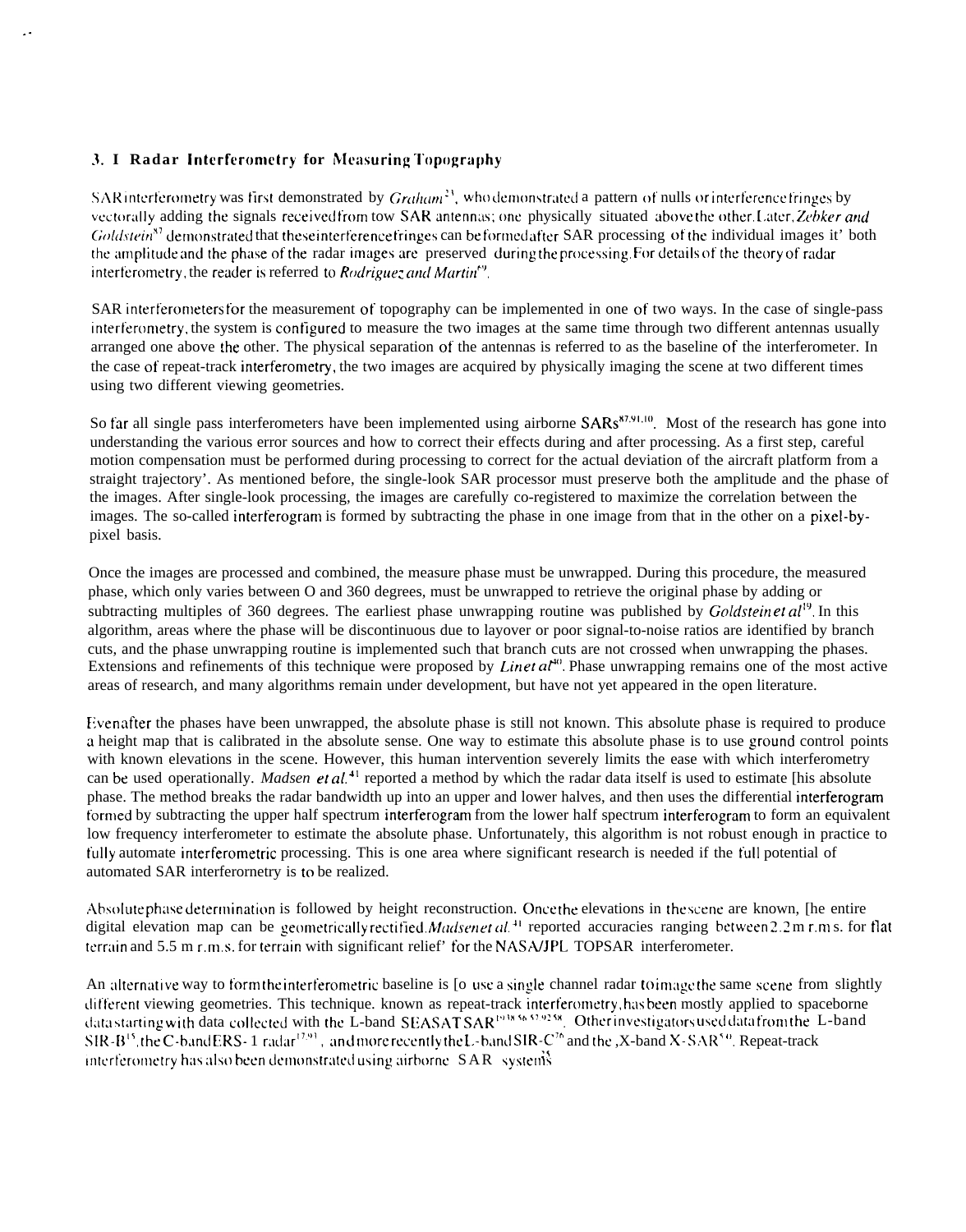### 3. I Radar Interferometry for Measuring Topography

SAR interferometry was first demonstrated by *Graham*[21], who demonstrated a pattern of nulls or interference fringes by vectorally adding the signals received from tow SAR antennas; one physically situated above the other. Later, *Zebker and Goldstein*[87] demonstrated that these interference fringes can be formed after SAR processing of the individual images it' both the amplitude and the phase of the radar images are preserved during the processing. For details of the theory of radar interferometry, the reader is referred to *Rodriguez and Martin*[69].

SAR interferometers for the measurement of topography can be implemented in one of two ways. In the case of single-pass interferometry, the system is configured to measure the two images at the same time through two different antennas usually arranged one above the other. The physical separation of the antennas is referred to as the baseline of the interferometer. In the case of repeat-track interferometry, the two images are acquired by physically imaging the scene at two different times using two different viewing geometries.

So far all single pass interferometers have been implemented using airborne SARs[87,91,10]. Most of the research has gone into understanding the various error sources and how to correct their effects during and after processing. As a first step, careful motion compensation must be performed during processing to correct for the actual deviation of the aircraft platform from a straight trajectory'. As mentioned before, the single-look SAR processor must preserve both the amplitude and the phase of the images. After single-look processing, the images are carefully co-registered to maximize the correlation between the images. The so-called interferogram is formed by subtracting the phase in one image from that in the other on a pixel-by-pixel basis.

Once the images are processed and combined, the measure phase must be unwrapped. During this procedure, the measured phase, which only varies between O and 360 degrees, must be unwrapped to retrieve the original phase by adding or subtracting multiples of 360 degrees. The earliest phase unwrapping routine was published by *Goldstein et al*[19]. In this algorithm, areas where the phase will be discontinuous due to layover or poor signal-to-noise ratios are identified by branch cuts, and the phase unwrapping routine is implemented such that branch cuts are not crossed when unwrapping the phases. Extensions and refinements of this technique were proposed by *Lin et al*[40]. Phase unwrapping remains one of the most active areas of research, and many algorithms remain under development, but have not yet appeared in the open literature.

Even after the phases have been unwrapped, the absolute phase is still not known. This absolute phase is required to produce a height map that is calibrated in the absolute sense. One way to estimate this absolute phase is to use ground control points with known elevations in the scene. However, this human intervention severely limits the ease with which interferometry can be used operationally. *Madsen et al.*[41] reported a method by which the radar data itself is used to estimate [his absolute phase. The method breaks the radar bandwidth up into an upper and lower halves, and then uses the differential interferogram formed by subtracting the upper half spectrum interferogram from the lower half spectrum interferogram to form an equivalent low frequency interferometer to estimate the absolute phase. Unfortunately, this algorithm is not robust enough in practice to fully automate interferometric processing. This is one area where significant research is needed if the full potential of automated SAR interferometry is to be realized.

Absolute phase determination is followed by height reconstruction. Once the elevations in the scene are known, [he entire digital elevation map can be geometrically rectified. *Madsen et al.*[41] reported accuracies ranging between 2.2 m r.m s. for flat terrain and 5.5 m r.m.s. for terrain with significant relief' for the NASA/JPL TOPSAR interferometer.

An alternative way to form the interferometric baseline is [o use a single channel radar to image the same scene from slightly different viewing geometries. This technique. known as repeat-track interferometry, has been mostly applied to spaceborne data starting with data collected with the L-band SEASAT SAR[19,18,56,57,92,58]. Other investigators used data from the L-band SIR-B[15], the C-band ERS-1 radar[17,91], and more recently the L-band SIR-C[76] and the ,X-band X-SAR[50]. Repeat-track interferometry has also been demonstrated using airborne SAR systems[35]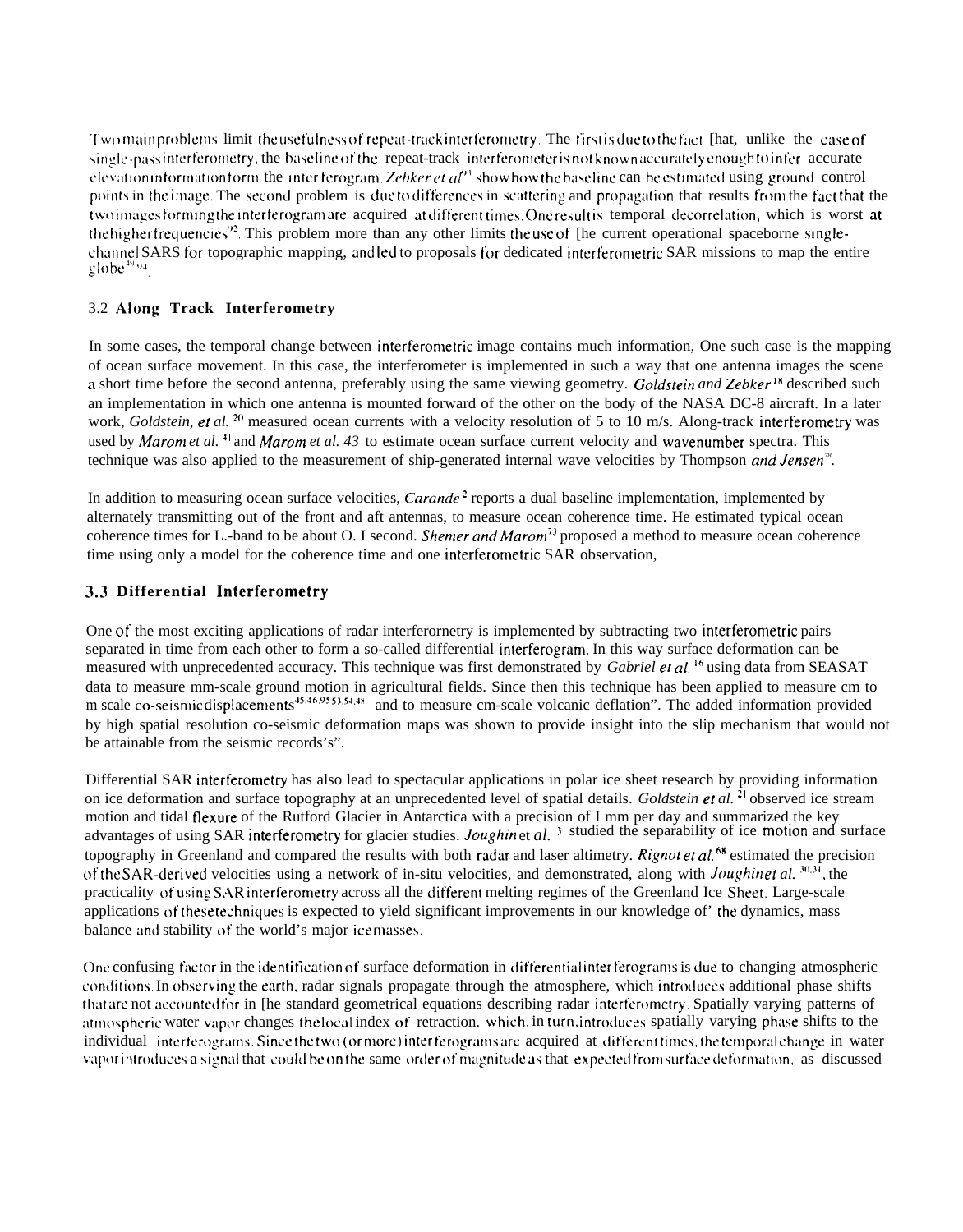Two main problems limit the usefulness of repeat-track interferometry. The first is due to the fact [hat, unlike the case of single-pass interferometry, the baseline of the repeat-track interferometer is not known accurately enough to infer accurate elevation information form the inter ferogram. *Zebker et al*[91] show how the baseline can be estimated using ground control points in the image. The second problem is due to differences in scattering and propagation that results from the fact that the two images forming the interferogram are acquired at different times. One result is temporal decorrelation, which is worst at the higher frequencies[92]. This problem more than any other limits the use of [he current operational spaceborne single-channel SARS for topographic mapping, and led to proposals for dedicated interferometric SAR missions to map the entire globe[49,94].

### 3.2 Along Track Interferometry

In some cases, the temporal change between interferometric image contains much information, One such case is the mapping of ocean surface movement. In this case, the interferometer is implemented in such a way that one antenna images the scene a short time before the second antenna, preferably using the same viewing geometry. *Goldstein and Zebker*[18] described such an implementation in which one antenna is mounted forward of the other on the body of the NASA DC-8 aircraft. In a later work, *Goldstein, et al.* [20] measured ocean currents with a velocity resolution of 5 to 10 m/s. Along-track interferometry was used by *Marom et al.* [41] and *Marom et al. 43* to estimate ocean surface current velocity and wavenumber spectra. This technique was also applied to the measurement of ship-generated internal wave velocities by Thompson *and Jensen*[78].

In addition to measuring ocean surface velocities, *Carande*[2] reports a dual baseline implementation, implemented by alternately transmitting out of the front and aft antennas, to measure ocean coherence time. He estimated typical ocean coherence times for L.-band to be about O. I second. *Shemer and Marom*[73] proposed a method to measure ocean coherence time using only a model for the coherence time and one interferometric SAR observation,

### 3.3 Differential Interferometry

One of the most exciting applications of radar interferornetry is implemented by subtracting two interferometric pairs separated in time from each other to form a so-called differential interferogram. In this way surface deformation can be measured with unprecedented accuracy. This technique was first demonstrated by *Gabriel et al.* [16] using data from SEASAT data to measure mm-scale ground motion in agricultural fields. Since then this technique has been applied to measure cm to m scale co-seismic displacements[45,46,95,53,54,48] and to measure cm-scale volcanic deflation". The added information provided by high spatial resolution co-seismic deformation maps was shown to provide insight into the slip mechanism that would not be attainable from the seismic records's".

Differential SAR interferometry has also lead to spectacular applications in polar ice sheet research by providing information on ice deformation and surface topography at an unprecedented level of spatial details. *Goldstein et al.* [21] observed ice stream motion and tidal flexure of the Rutford Glacier in Antarctica with a precision of I mm per day and summarized the key advantages of using SAR interferometry for glacier studies. *Joughin* et *al.* [31] studied the separability of ice motion and surface topography in Greenland and compared the results with both radar and laser altimetry. *Rignot et al.*[68] estimated the precision of the SAR-derived velocities using a network of in-situ velocities, and demonstrated, along with *Joughin et al.* [30,31], the practicality of using SAR interferometry across all the different melting regimes of the Greenland Ice Sheet. Large-scale applications of these techniques is expected to yield significant improvements in our knowledge of' the dynamics, mass balance and stability of the world's major ice masses.

One confusing factor in the identification of surface deformation in differential inter ferograms is due to changing atmospheric conditions. In observing the earth, radar signals propagate through the atmosphere, which introduces additional phase shifts that are not accounted for in [he standard geometrical equations describing radar interferometry. Spatially varying patterns of atmospheric water vapor changes the local index of retraction. which, in turn, introduces spatially varying phase shifts to the individual interferograms. Since the two (or more) inter ferograms are acquired at different times, the temporal change in water vapor introduces a signal that could be on the same order of magnitude as that expected from surface deformation, as discussed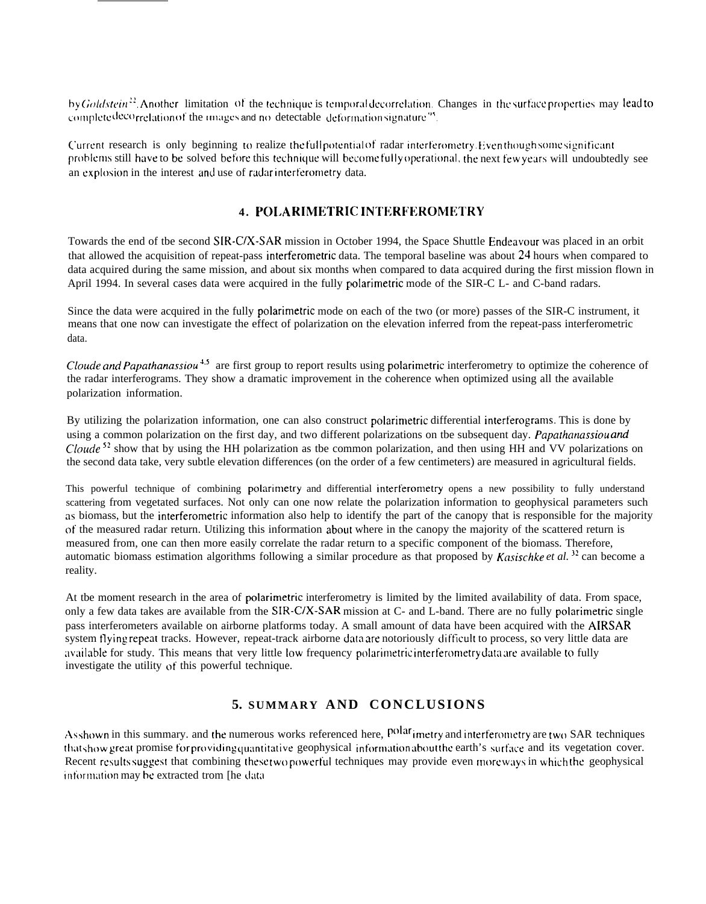by *Goldstein*[22]. Another limitation of the technique is temporal decorrelation. Changes in the surface properties may lead to complete decorrelation of the images and no detectable deformation signature[45].

Current research is only beginning to realize the full potential of radar interferometry. Even though some significant problems still have to be solved before this technique will become fully operational, the next few years will undoubtedly see an explosion in the interest and use of radar interferometry data.

## 4. POLARIMETRIC INTERFEROMETRY

Towards the end of tbe second SIR-C/X-SAR mission in October 1994, the Space Shuttle Endeavour was placed in an orbit that allowed the acquisition of repeat-pass interferometric data. The temporal baseline was about 24 hours when compared to data acquired during the same mission, and about six months when compared to data acquired during the first mission flown in April 1994. In several cases data were acquired in the fully polarimetric mode of the SIR-C L- and C-band radars.

Since the data were acquired in the fully polarimetric mode on each of the two (or more) passes of the SIR-C instrument, it means that one now can investigate the effect of polarization on the elevation inferred from the repeat-pass interferometric data.

*Cloude and Papathanassiou*[4,5] are first group to report results using polarimetric interferometry to optimize the coherence of the radar interferograms. They show a dramatic improvement in the coherence when optimized using all the available polarization information.

By utilizing the polarization information, one can also construct polarimetric differential interferograms. This is done by using a common polarization on the first day, and two different polarizations on tbe subsequent day. *Papathanassiou and Cloude*[52] show that by using the HH polarization as tbe common polarization, and then using HH and VV polarizations on the second data take, very subtle elevation differences (on the order of a few centimeters) are measured in agricultural fields.

This powerful technique of combining polarimetry and differential interferometry opens a new possibility to fully understand scattering from vegetated surfaces. Not only can one now relate the polarization information to geophysical parameters such as biomass, but the interferometric information also help to identify the part of the canopy that is responsible for the majority of the measured radar return. Utilizing this information about where in the canopy the majority of the scattered return is measured from, one can then more easily correlate the radar return to a specific component of the biomass. Therefore, automatic biomass estimation algorithms following a similar procedure as that proposed by *Kasischke et al.*[32] can become a reality.

At tbe moment research in the area of polarimetric interferometry is limited by the limited availability of data. From space, only a few data takes are available from the SIR-C/X-SAR mission at C- and L-band. There are no fully polarimetric single pass interferometers available on airborne platforms today. A small amount of data have been acquired with the AIRSAR system flying repeat tracks. However, repeat-track airborne data are notoriously difficult to process, so very little data are available for study. This means that very little low frequency polarimetric interferometry data are available to fully investigate the utility of this powerful technique.

## 5. SUMMARY AND CONCLUSIONS

As shown in this summary. and the numerous works referenced here, polarimetry and interferometry are two SAR techniques that show great promise for providing quantitative geophysical information about the earth's surface and its vegetation cover. Recent results suggest that combining these two powerful techniques may provide even more ways in which the geophysical information may be extracted trom [he data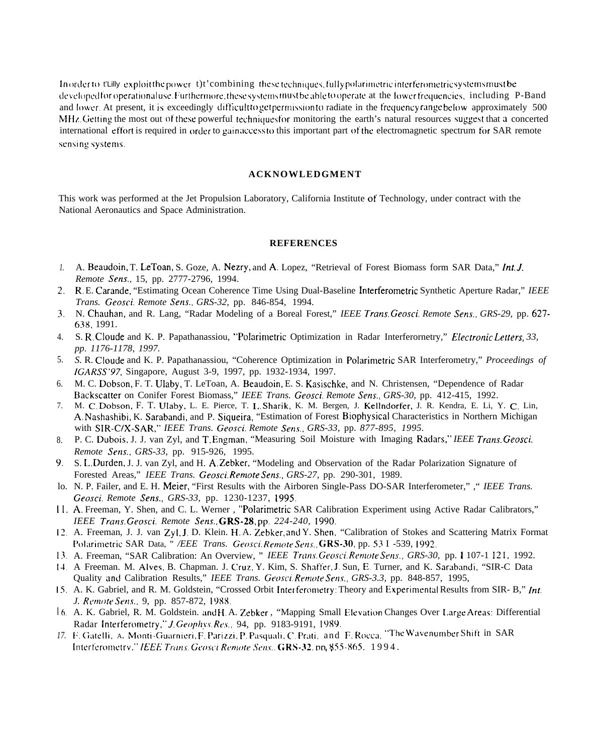In order to fully exploit the power of combining these techniques, fully polarimetric interferometric systems must be developed for operational use. Furthermore, these systems must be able to operate at the lower frequencies, including P-Band and lower. At present, it is exceedingly difficult to get permission to radiate in the frequency range below approximately 500 MHz. Getting the most out of these powerful techniques for monitoring the earth's natural resources suggest that a concerted international effort is required in order to gain access to this important part of the electromagnetic spectrum for SAR remote sensing systems.

## ACKNOWLEDGMENT

This work was performed at the Jet Propulsion Laboratory, California Institute of Technology, under contract with the National Aeronautics and Space Administration.

## REFERENCES

1. A. Beaudoin, T. LeToan, S. Goze, A. Nezry, and A. Lopez, "Retrieval of Forest Biomass form SAR Data," *Int. J. Remote Sens.*, 15, pp. 2777-2796, 1994.
2. R. E. Carande, "Estimating Ocean Coherence Time Using Dual-Baseline Interferometric Synthetic Aperture Radar," *IEEE Trans. Geosci. Remote Sens., GRS-32,* pp. 846-854, 1994.
3. N. Chauhan, and R. Lang, "Radar Modeling of a Boreal Forest," *IEEE Trans. Geosci. Remote Sens., GRS-29,* pp. 627-638, 1991.
4. S. R. Cloude and K. P. Papathanassiou, "Polarimetric Optimization in Radar Interferornetry," *Electronic Letters, 33, pp. 1176-1178, 1997.*
5. *S.* R. Cloude and K. P. Papathanassiou, "Coherence Optimization in Polarimetric SAR Interferometry," *Proceedings of IGARSS'97*, Singapore, August 3-9, 1997, pp. 1932-1934, 1997.
6. M. C. Dobson, F. T. Ulaby, T. LeToan, A. Beaudoin, E. S. Kasischke, and N. Christensen, "Dependence of Radar Backscatter on Conifer Forest Biomass," *IEEE Trans. Geosci. Remote Sens., GRS-30,* pp. 412-415, 1992.
7. M. C. Dobson, F. T. Ulaby, L. E. Pierce, T. L. Sharik, K. M. Bergen, J. Kellndorfer, J. R. Kendra, E. Li, Y. C. Lin, A. Nashashibi, K. Sarabandi, and P. Siqueira, "Estimation of Forest Biophysical Characteristics in Northern Michigan with SIR-C/X-SAR," *IEEE Trans. Geosci. Remote Sens., GRS-33,* pp. *877-895, 1995.*
8. P. C. Dubois, J. J. van Zyl, and T. Engman, "Measuring Soil Moisture with Imaging Radars," *IEEE Trans. Geosci. Remote Sens., GRS-33,* pp. 915-926, 1995.
9. S. L. Durden, J. J. van Zyl, and H. A. Zebker, "Modeling and Observation of the Radar Polarization Signature of Forested Areas," *IEEE Trans. Geosci. Remote Sens., GRS-27,* pp. 290-301, 1989.
10. N. P. Failer, and E. H. Meier, "First Results with the Airboren Single-Pass DO-SAR Interferometer," ," *IEEE Trans. Geosci. Remote Sens., GRS-33,* pp. 1230-1237, 1995.
11. A. Freeman, Y. Shen, and C. L. Werner , "Polarimetric SAR Calibration Experiment using Active Radar Calibrators," *IEEE Trans. Geosci. Remote Sens.,* **GRS-28**, pp. *224-240, 1990.*
12. A. Freeman, J. J. van Zyl, J. D. Klein. H. A. Zebker, and Y. Shen, "Calibration of Stokes and Scattering Matrix Format Polarimetric SAR Data, " *IEEE Trans. Geosci. Remote Sens.,* **GRS-30**, pp. 531-539, 1992.
13. A. Freeman, "SAR Calibration: An Overview, " *IEEE Trans. Geosci. Remote Sens., GRS-30,* pp. 1107-1121, 1992.
14. A Freeman. M. Alves, B. Chapman. J. Cruz, Y. Kim, S. Shaffer, J. Sun, E. Turner, and K. Sarabandi, "SIR-C Data Quality and Calibration Results," *IEEE Trans. Geosci. Remote Sens., GRS-3.3,* pp. 848-857, 1995,
15. A. K. Gabriel, and R. M. Goldstein, "Crossed Orbit Interferometry: Theory and Experimental Results from SIR- B," *Int. J. Remote Sens.,* 9, pp. 857-872, 1988.
16. A. K. Gabriel, R. M. Goldstein. and H. A. Zebker , "Mapping Small Elevation Changes Over Large Areas: Differential Radar Interferometry," *J. Geophys. Res.,* 94, pp. 9183-9191, 1989.
17. F. Gatelli, A. Monti-Guarnieri, F. Parizzi, P. Pasquali, C. Prati, and F. Rocca, "The Wavenumber Shift in SAR Interferometry," *IEEE Trans. Geosci Remote Sens.,* **GRS-32**, pp. 855-865, 1994.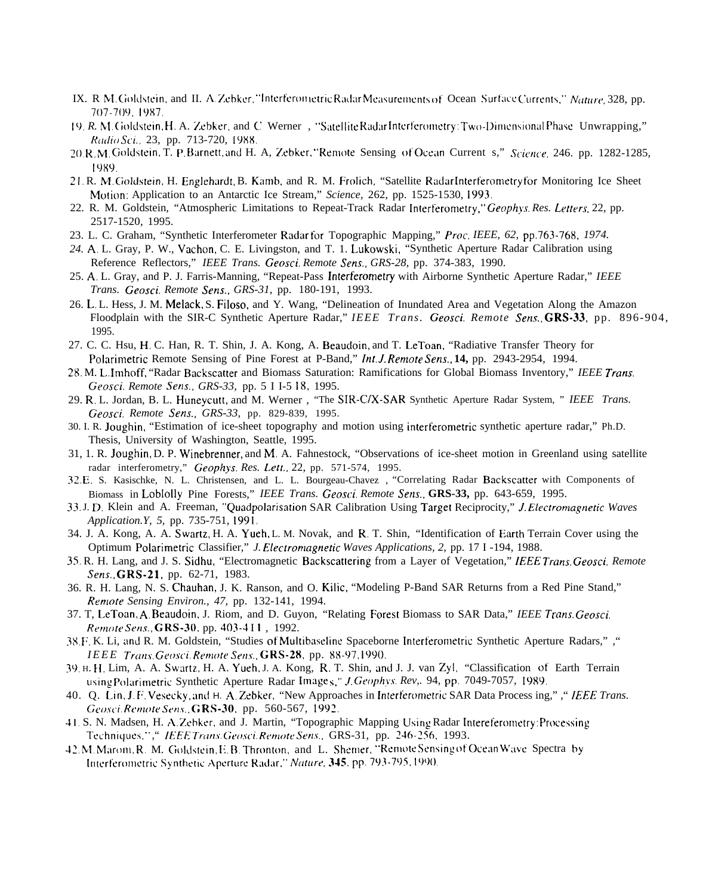IX. R M. Goldstein, and H. A. Zebker, "Interferometric Radar Measurements of Ocean Surface Currents," *Nature*, 328, pp. 707-709, 1987.

19. *R.* M. Goldstein, H. A. Zebker, and C Werner , "Satellite Radar Interferometry: Two-Dimensional Phase Unwrapping," *Radio Sci.*, 23, pp. 713-720, 1988.

20. R. M. Goldstein, T. P. Barnett, and H. A, Zebker, "Remote Sensing of Ocean Current s," *Science*, 246. pp. 1282-1285, 1989.

21. R. M. Goldstein, H. Englehardt, B. Kamb, and R. M. Frolich, "Satellite Radar Interferometry for Monitoring Ice Sheet Motion: Application to an Antarctic Ice Stream," *Science*, 262, pp. 1525-1530, 1993.

22. R. M. Goldstein, "Atmospheric Limitations to Repeat-Track Radar Interferometry," *Geophys. Res. Letters*, 22, pp. 2517-1520, 1995.

23. L. C. Graham, "Synthetic Interferometer Radar for Topographic Mapping," *Proc. IEEE, 62,* pp.763-768, *1974.*

*24.* A. L. Gray, P. W., Vachon, C. E. Livingston, and T. 1. Lukowski, "Synthetic Aperture Radar Calibration using Reference Reflectors," *IEEE Trans. Geosci. Remote Sens., GRS-28,* pp. 374-383, 1990.

25. A. L. Gray, and P. J. Farris-Manning, "Repeat-Pass Interferometry with Airborne Synthetic Aperture Radar," *IEEE Trans. Geosci. Remote Sens., GRS-31,* pp. 180-191, 1993.

26. L. L. Hess, J. M. Melack, S. Filoso, and Y. Wang, "Delineation of Inundated Area and Vegetation Along the Amazon Floodplain with the SIR-C Synthetic Aperture Radar," *IEEE Trans. Geosci. Remote Sens.,* **GRS-33**, pp. 896-904, 1995.

27. C. C. Hsu, H. C. Han, R. T. Shin, J. A. Kong, A. Beaudoin, and T. LeToan, "Radiative Transfer Theory for Polarimetric Remote Sensing of Pine Forest at P-Band," *Int. J. Remote Sens.,* **14,** pp. 2943-2954, 1994.

28. M. L. Imhoff, "Radar Backscatter and Biomass Saturation: Ramifications for Global Biomass Inventory," *IEEE Trans. Geosci. Remote Sens., GRS-33,* pp. 5 I I-5 18, 1995.

29. R. L. Jordan, B. L. Huneycutt, and M. Werner , "The SIR-C/X-SAR Synthetic Aperture Radar System, " *IEEE Trans. Geosci. Remote Sens., GRS-33,* pp. 829-839, 1995.

30. I. R. Joughin, "Estimation of ice-sheet topography and motion using interferometric synthetic aperture radar," Ph.D. Thesis, University of Washington, Seattle, 1995.

31, 1. R. Joughin, D. P. Winebrenner, and M. A. Fahnestock, "Observations of ice-sheet motion in Greenland using satellite radar interferometry," *Geophys. Res. Lett.,* 22, pp. 571-574, 1995.

32. E. S. Kasischke, N. L. Christensen, and L. L. Bourgeau-Chavez , "Correlating Radar Backscatter with Components of Biomass in Loblolly Pine Forests," *IEEE Trans. Geosci. Remote Sens.,* **GRS-33,** pp. 643-659, 1995.

33. J. D. Klein and A. Freeman, "Quadpolarisation SAR Calibration Using Target Reciprocity," *J. Electromagnetic Waves Application.Y, 5,* pp. 735-751, 1991.

34. J. A. Kong, A. A. Swartz, H. A. Yueh, L. M. Novak, and R. T. Shin, "Identification of Earth Terrain Cover using the Optimum Polarimetric Classifier," *J. Electromagnetic Waves Applications, 2,* pp. 17 I -194, 1988.

35. R. H. Lang, and J. S. Sidhu, "Electromagnetic Backscattering from a Layer of Vegetation," *IEEE Trans. Geosci. Remote Sens.,* **GRS-21**, pp. 62-71, 1983.

36. R. H. Lang, N. S. Chauhan, J. K. Ranson, and O. Kilic, "Modeling P-Band SAR Returns from a Red Pine Stand," *Remote Sensing Environ., 47,* pp. 132-141, 1994.

37. T, LeToan, A. Beaudoin, J. Riom, and D. Guyon, "Relating Forest Biomass to SAR Data," *IEEE Trans. Geosci. Remote Sens.,* **GRS-30**, pp. 403-411 , 1992.

38. F. K. Li, and R. M. Goldstein, "Studies of Multibaseline Spaceborne Interferometric Synthetic Aperture Radars," ," *IEEE Trans. Geosci. Remote Sens.,* **GRS-28**, pp. 88-97, 1990.

39. H. H. Lim, A. A. Swartz, H. A. Yueh, J. A. Kong, R. T. Shin, and J. J. van Zyl, "Classification of Earth Terrain using Polarimetric Synthetic Aperture Radar Images," *J. Geophys. Rev,*. 94, pp. 7049-7057, 1989.

40. Q. Lin, J. F. Vesecky, and H. A. Zebker, "New Approaches in Interferometric SAR Data Process ing," ," *IEEE Trans. Geosci. Remote Sens.,* **GRS-30**, pp. 560-567, 1992.

41. S. N. Madsen, H. A. Zebker, and J. Martin, "Topographic Mapping Using Radar Intereferometry: Processing Techniques,"," *IEEE Trans. Geosci. Remote Sens.,* GRS-31, pp. 246-256, 1993.

42. M. Marom, R. M. Goldstein, E. B. Thronton, and L. Shemer, "Remote Sensing of Ocean Wave Spectra by Interferometric Synthetic Aperture Radar," *Nature*, **345**, pp. 793-795, 1990.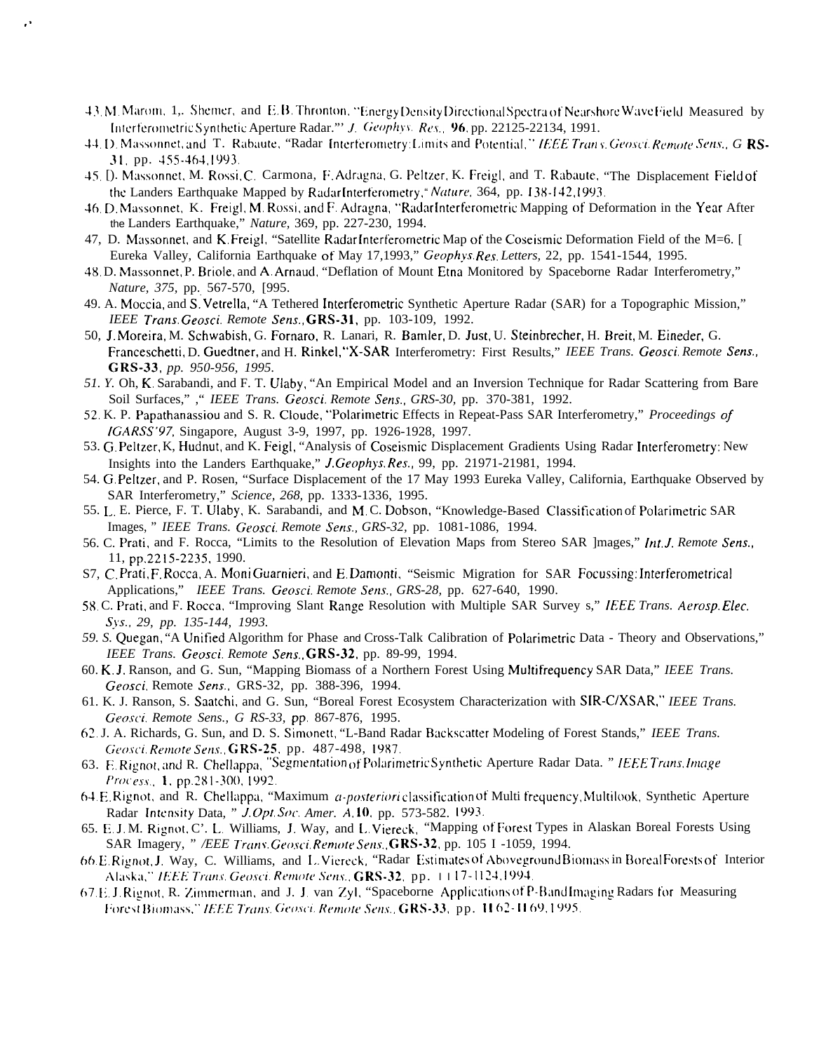43. M. Marom, 1,. Shemer, and E. B. Thronton, "Energy Density Directional Spectra of Nearshore Wave Field Measured by Interferometric Synthetic Aperture Radar."' *J. Geophys. Res.*, **96**, pp. 22125-22134, 1991.

44. D. Massonnet, and T. Rabaute, "Radar Interferometry: Limits and Potential," *IEEE Trans. Geosci. Remote Sens.*, *G* **RS-31**, pp. 455-464, 1993.

45. D. Massonnet, M. Rossi, C. Carmona, F. Adragna, G. Peltzer, K. Freigl, and T. Rabaute, "The Displacement Field of the Landers Earthquake Mapped by Radar Interferometry," *Nature*, 364, pp. 138-142, 1993.

46. D. Massonnet, K. Freigl, M. Rossi, and F. Adragna, "Radar Interferometric Mapping of Deformation in the Year After the Landers Earthquake," *Nature*, 369, pp. 227-230, 1994.

47, D. Massonnet, and K. Freigl, "Satellite Radar Interferometric Map of the Coseismic Deformation Field of the M=6. [ Eureka Valley, California Earthquake of May 17,1993," *Geophys. Res. Letters*, 22, pp. 1541-1544, 1995.

48. D. Massonnet, P. Briole, and A. Arnaud, "Deflation of Mount Etna Monitored by Spaceborne Radar Interferometry," *Nature*, *375*, pp. 567-570, [995.

49. A. Moccia, and S. Vetrella, "A Tethered Interferometric Synthetic Aperture Radar (SAR) for a Topographic Mission," *IEEE Trans. Geosci. Remote Sens.*, **GRS-31**, pp. 103-109, 1992.

50, J. Moreira, M. Schwabish, G. Fornaro, R. Lanari, R. Bamler, D. Just, U. Steinbrecher, H. Breit, M. Eineder, G. Franceschetti, D. Guedtner, and H. Rinkel, "X-SAR Interferometry: First Results," *IEEE Trans. Geosci. Remote Sens.*, **GRS-33**, *pp. 950-956, 1995.*

*51. Y.* Oh, K. Sarabandi, and F. T. Ulaby, "An Empirical Model and an Inversion Technique for Radar Scattering from Bare Soil Surfaces," ," *IEEE Trans. Geosci. Remote Sens.*, *GRS-30*, pp. 370-381, 1992.

52. K. P. Papathanassiou and S. R. Cloude, "Polarimetric Effects in Repeat-Pass SAR Interferometry," *Proceedings of IGARSS'97*, Singapore, August 3-9, 1997, pp. 1926-1928, 1997.

53. G. Peltzer, K, Hudnut, and K. Feigl, "Analysis of Coseismic Displacement Gradients Using Radar Interferometry: New Insights into the Landers Earthquake," *J. Geophys. Res.*, 99, pp. 21971-21981, 1994.

54. G. Peltzer, and P. Rosen, "Surface Displacement of the 17 May 1993 Eureka Valley, California, Earthquake Observed by SAR Interferometry," *Science*, *268*, pp. 1333-1336, 1995.

55. L. E. Pierce, F. T. Ulaby, K. Sarabandi, and M. C. Dobson, "Knowledge-Based Classification of Polarimetric SAR Images, " *IEEE Trans. Geosci. Remote Sens.*, *GRS-32*, pp. 1081-1086, 1994.

56. C. Prati, and F. Rocca, "Limits to the Resolution of Elevation Maps from Stereo SAR ]mages," *Int. J. Remote Sens.*, 11, pp. 2215-2235, 1990.

S7, C. Prati, F. Rocca, A. Moni Guarnieri, and E. Damonti, "Seismic Migration for SAR Focussing: Interferometrical Applications," *IEEE Trans. Geosci. Remote Sens.*, *GRS-28*, pp. 627-640, 1990.

58. C. Prati, and F. Rocca, "Improving Slant Range Resolution with Multiple SAR Survey s," *IEEE Trans. Aerosp. Elec. Sys., 29, pp. 135-144, 1993.*

*59. S.* Quegan, "A Unified Algorithm for Phase and Cross-Talk Calibration of Polarimetric Data - Theory and Observations," *IEEE Trans. Geosci. Remote Sens.*, **GRS-32**, pp. 89-99, 1994.

60. K. J. Ranson, and G. Sun, "Mapping Biomass of a Northern Forest Using Multifrequency SAR Data," *IEEE Trans. Geosci*, Remote *Sens.*, GRS-32, pp. 388-396, 1994.

61. K. J. Ranson, S. Saatchi, and G. Sun, "Boreal Forest Ecosystem Characterization with SIR-C/XSAR," *IEEE Trans. Geosci. Remote Sens.*, *G RS-33*, pp. 867-876, 1995.

62. J. A. Richards, G. Sun, and D. S. Simonett, "L-Band Radar Backscatter Modeling of Forest Stands," *IEEE Trans. Geosci. Remote Sens.*, **GRS-25**, pp. 487-498, 1987.

63. E. Rignot, and R. Chellappa, "Segmentation of Polarimetric Synthetic Aperture Radar Data. " *IEEE Trans. Image Process.*, **1**, pp. 281-300, 1992.

64. E. Rignot, and R. Chellappa, "Maximum *a-posteriori* classification of Multi frequency, Multilook, Synthetic Aperture Radar Intensity Data, " *J. Opt. Soc. Amer. A*, **10**, pp. 573-582. 1993.

65. E. J. M. Rignot, C'. L. Williams, J. Way, and L. Viereck, "Mapping of Forest Types in Alaskan Boreal Forests Using SAR Imagery, " */EEE Trans. Geosci. Remote Sens.*, **GRS-32**, pp. 105 I -1059, 1994.

66. E. Rignot, J. Way, C. Williams, and L. Viereck, "Radar Estimates of Aboveground Biomass in Boreal Forests of Interior Alaska," *IEEE Trans. Geosci. Remote Sens.*, **GRS-32**, pp. 1117-1124, 1994.

67. E. J. Rignot, R. Zimmerman, and J. J. van Zyl, "Spaceborne Applications of P-Band Imaging Radars for Measuring Forest Biomass," *IEEE Trans. Geosci. Remote Sens.*, **GRS-33**, pp. 1162-1169, 1995.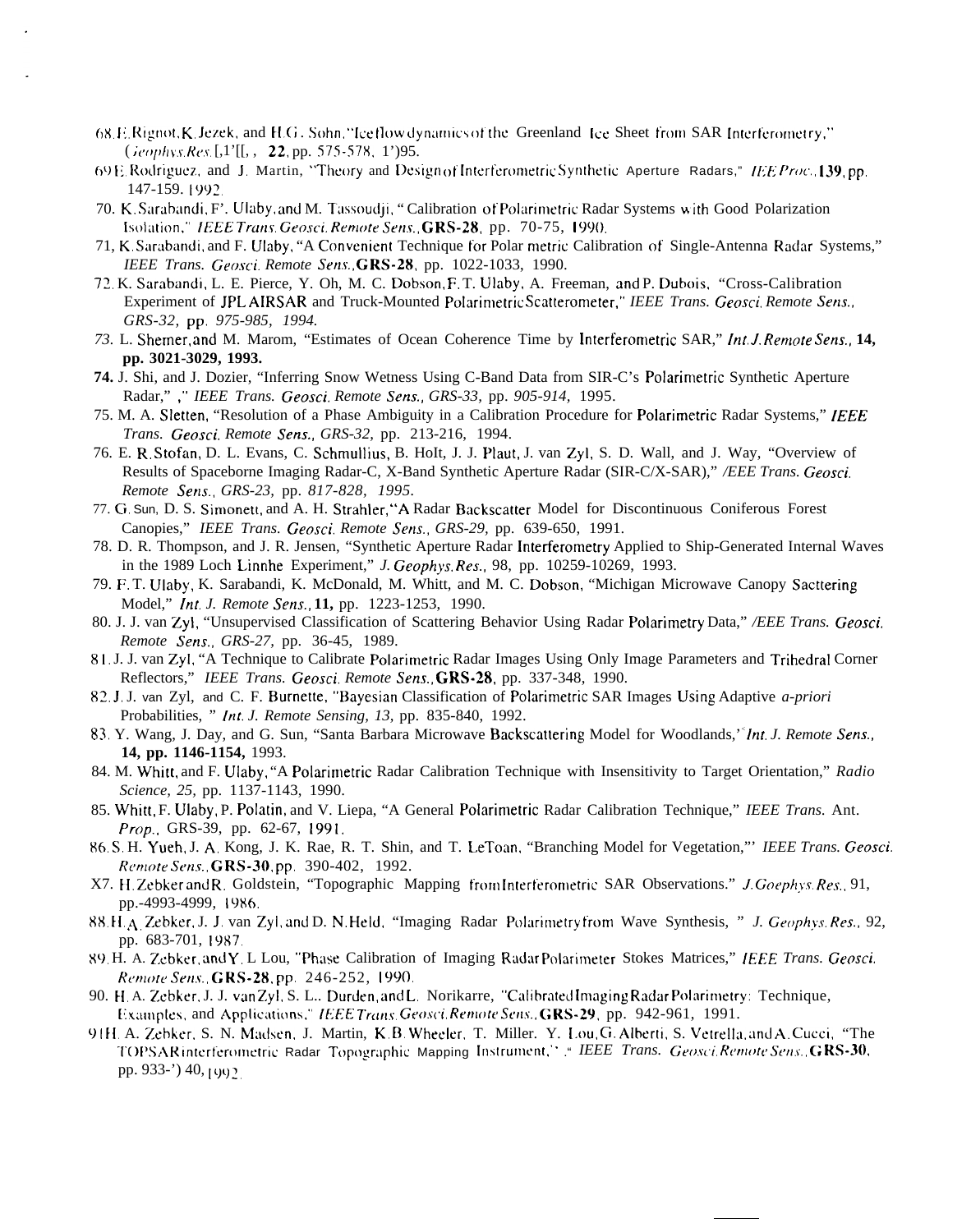68. E. Rignot, K. Jezek, and H. G. Sohn, "Ice flow dynamics of the Greenland Ice Sheet from SAR Interferometry," *Geophys. Res.* [,1'[[, , **22**, pp. 575-578, 1')95.

69. E. Rodriguez, and J. Martin, "Theory and Design of Interferometric Synthetic Aperture Radars," *IEE Proc.*, **139**, pp. 147-159. 1992.

70. K. Sarabandi, F. Ulaby, and M. Tassoudji, "Calibration of Polarimetric Radar Systems with Good Polarization Isolation," *IEEE Trans. Geosci. Remote Sens.*, **GRS-28**, pp. 70-75, 1990.

71. K. Sarabandi, and F. Ulaby, "A Convenient Technique for Polar metric Calibration of Single-Antenna Radar Systems," *IEEE Trans. Geosci. Remote Sens.*, **GRS-28**, pp. 1022-1033, 1990.

72. K. Sarabandi, L. E. Pierce, Y. Oh, M. C. Dobson, F. T. Ulaby, A. Freeman, and P. Dubois, "Cross-Calibration Experiment of JPL AIRSAR and Truck-Mounted Polarimetric Scatterometer," *IEEE Trans. Geosci. Remote Sens., GRS-32,* pp. *975-985, 1994.*

73. L. Shemer, and M. Marom, "Estimates of Ocean Coherence Time by Interferometric SAR," *Int. J. Remote Sens.*, **14, pp. 3021-3029, 1993.**

74. J. Shi, and J. Dozier, "Inferring Snow Wetness Using C-Band Data from SIR-C's Polarimetric Synthetic Aperture Radar," ," *IEEE Trans. Geosci. Remote Sens., GRS-33,* pp. *905-914,* 1995.

75. M. A. Sletten, "Resolution of a Phase Ambiguity in a Calibration Procedure for Polarimetric Radar Systems," *IEEE Trans. Geosci. Remote Sens., GRS-32,* pp. 213-216, 1994.

76. E. R. Stofan, D. L. Evans, C. Schmullius, B. Holt, J. J. Plaut, J. van Zyl, S. D. Wall, and J. Way, "Overview of Results of Spaceborne Imaging Radar-C, X-Band Synthetic Aperture Radar (SIR-C/X-SAR)," */EEE Trans. Geosci. Remote Sens., GRS-23,* pp. *817-828, 1995*.

77. G. Sun, D. S. Simonett, and A. H. Strahler, "A Radar Backscatter Model for Discontinuous Coniferous Forest Canopies," *IEEE Trans. Geosci. Remote Sens., GRS-29,* pp. 639-650, 1991.

78. D. R. Thompson, and J. R. Jensen, "Synthetic Aperture Radar Interferometry Applied to Ship-Generated Internal Waves in the 1989 Loch Linnhe Experiment," *J. Geophys. Res.*, 98, pp. 10259-10269, 1993.

79. F. T. Ulaby, K. Sarabandi, K. McDonald, M. Whitt, and M. C. Dobson, "Michigan Microwave Canopy Sacttering Model," *Int. J. Remote Sens.*, **11,** pp. 1223-1253, 1990.

80. J. J. van Zyl, "Unsupervised Classification of Scattering Behavior Using Radar Polarimetry Data," */EEE Trans. Geosci. Remote Sens., GRS-27,* pp. 36-45, 1989.

81. J. J. van Zyl, "A Technique to Calibrate Polarimetric Radar Images Using Only Image Parameters and Trihedral Corner Reflectors," *IEEE Trans. Geosci. Remote Sens.*, **GRS-28**, pp. 337-348, 1990.

82. J. J. van Zyl, and C. F. Burnette, "Bayesian Classification of Polarimetric SAR Images Using Adaptive *a-priori* Probabilities, " *Int. J. Remote Sensing, 13,* pp. 835-840, 1992.

83. Y. Wang, J. Day, and G. Sun, "Santa Barbara Microwave Backscattering Model for Woodlands,' *Int. J. Remote Sens.*, **14, pp. 1146-1154,** 1993.

84. M. Whitt, and F. Ulaby, "A Polarimetric Radar Calibration Technique with Insensitivity to Target Orientation," *Radio Science, 25,* pp. 1137-1143, 1990.

85. Whitt, F. Ulaby, P. Polatin, and V. Liepa, "A General Polarimetric Radar Calibration Technique," *IEEE Trans.* Ant. *Prop.*, GRS-39, pp. 62-67, 1991.

86. S. H. Yueh, J. A. Kong, J. K. Rae, R. T. Shin, and T. LeToan, "Branching Model for Vegetation,"' *IEEE Trans. Geosci. Remote Sens.*, **GRS-30**, pp. 390-402, 1992.

X7. H. Zebker and R. Goldstein, "Topographic Mapping from Interferometric SAR Observations." *J. Goephys. Res.*, 91, pp.-4993-4999, 1986.

88. H. A. Zebker, J. J. van Zyl, and D. N. Held, "Imaging Radar Polarimetry from Wave Synthesis, " *J. Geophys. Res.*, 92, pp. 683-701, 1987.

89. H. A. Zebker, and Y. L Lou, "Phase Calibration of Imaging Radar Polarimeter Stokes Matrices," *IEEE Trans. Geosci. Remote Sens.*, **GRS-28**, pp. 246-252, 1990.

90. H. A. Zebker, J. J. van Zyl, S. L. Durden, and L. Norikarre, "Calibrated Imaging Radar Polarimetry: Technique, Examples, and Applications," *IEEE Trans. Geosci. Remote Sens.*, **GRS-29**, pp. 942-961, 1991.

91. H. A. Zebker, S. N. Madsen, J. Martin, K. B. Wheeler, T. Miller. Y. Lou, G. Alberti, S. Vetrella, and A. Cucci, "The TOPSAR interferometric Radar Topographic Mapping Instrument," ." *IEEE Trans. Geosci. Remote Sens.*, **GRS-30**, pp. 933-') 40, 1992.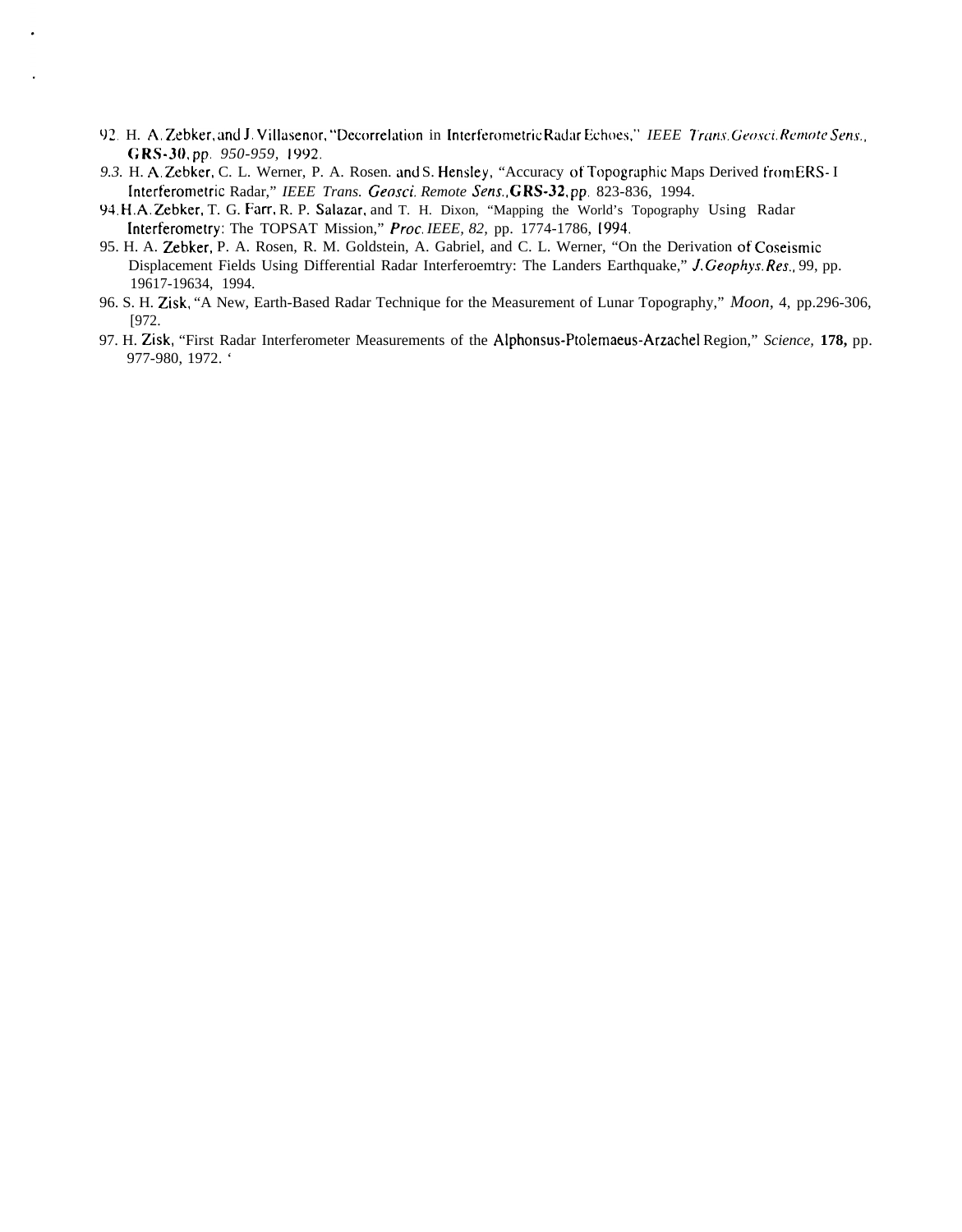92. H. A. Zebker, and J. Villasenor, "Decorrelation in Interferometric Radar Echoes," *IEEE Trans. Geosci. Remote Sens.*, **GRS-30**, pp. 950-959, 1992.

9.3. H. A. Zebker, C. L. Werner, P. A. Rosen. and S. Hensley, "Accuracy of Topographic Maps Derived from ERS- I Interferometric Radar," *IEEE Trans. Geosci. Remote Sens.*, **GRS-32**, pp. 823-836, 1994.

94. H.A. Zebker, T. G. Farr, R. P. Salazar, and T. H. Dixon, "Mapping the World's Topography Using Radar Interferometry: The TOPSAT Mission," *Proc. IEEE, 82*, pp. 1774-1786, 1994.

95. H. A. Zebker, P. A. Rosen, R. M. Goldstein, A. Gabriel, and C. L. Werner, "On the Derivation of Coseismic Displacement Fields Using Differential Radar Interferoemtry: The Landers Earthquake," *J. Geophys. Res.*, 99, pp. 19617-19634, 1994.

96. S. H. Zisk, "A New, Earth-Based Radar Technique for the Measurement of Lunar Topography," *Moon*, 4, pp.296-306, [972.

97. H. Zisk, "First Radar Interferometer Measurements of the Alphonsus-Ptolemaeus-Arzachel Region," *Science*, **178,** pp. 977-980, 1972. '